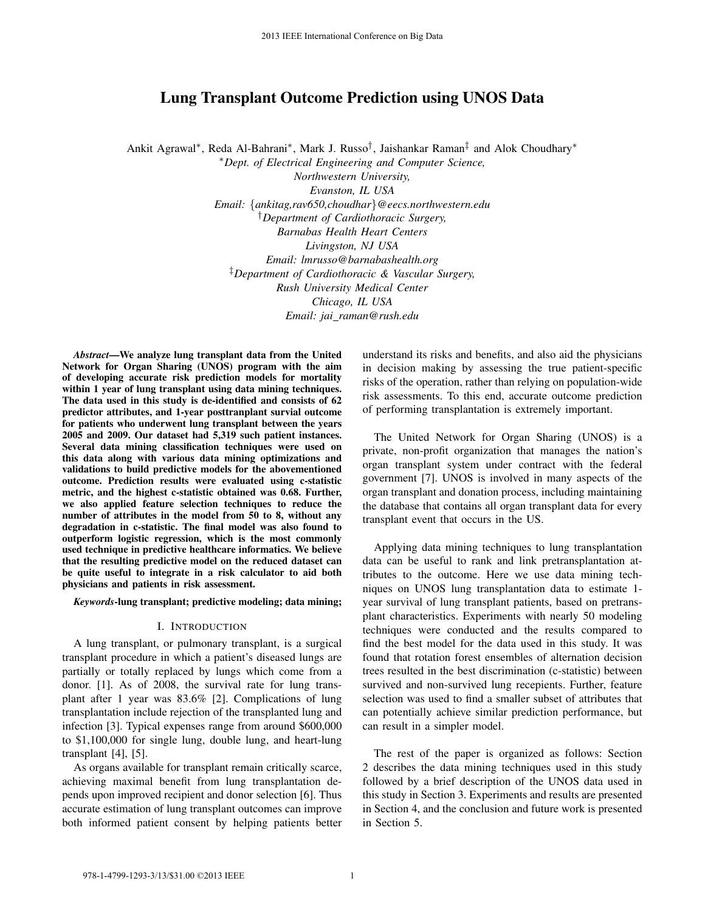# Lung Transplant Outcome Prediction using UNOS Data

Ankit Agrawal*, Reda Al-Bahrani*, Mark J. Russo†, Jaishankar Raman‡ and Alok Choudhary*

*Dept. of Electrical Engineering and Computer Science, Northwestern University, Evanston, IL USA
Email: {ankitag,rav650,choudhar}@eecs.northwestern.edu

†Department of Cardiothoracic Surgery, Barnabas Health Heart Centers, Livingston, NJ USA
Email: lmrusso@barnabashealth.org

‡Department of Cardiothoracic & Vascular Surgery, Rush University Medical Center, Chicago, IL USA
Email: jai_raman@rush.edu

***Abstract*—We analyze lung transplant data from the United Network for Organ Sharing (UNOS) program with the aim of developing accurate risk prediction models for mortality within 1 year of lung transplant using data mining techniques. The data used in this study is de-identified and consists of 62 predictor attributes, and 1-year posttranplant survial outcome for patients who underwent lung transplant between the years 2005 and 2009. Our dataset had 5,319 such patient instances. Several data mining classification techniques were used on this data along with various data mining optimizations and validations to build predictive models for the abovementioned outcome. Prediction results were evaluated using c-statistic metric, and the highest c-statistic obtained was 0.68. Further, we also applied feature selection techniques to reduce the number of attributes in the model from 50 to 8, without any degradation in c-statistic. The final model was also found to outperform logistic regression, which is the most commonly used technique in predictive healthcare informatics. We believe that the resulting predictive model on the reduced dataset can be quite useful to integrate in a risk calculator to aid both physicians and patients in risk assessment.**

***Keywords*-lung transplant; predictive modeling; data mining;**

## I. Introduction

A lung transplant, or pulmonary transplant, is a surgical transplant procedure in which a patient's diseased lungs are partially or totally replaced by lungs which come from a donor. [1]. As of 2008, the survival rate for lung transplant after 1 year was 83.6% [2]. Complications of lung transplantation include rejection of the transplanted lung and infection [3]. Typical expenses range from around $600,000 to $1,100,000 for single lung, double lung, and heart-lung transplant [4], [5].

As organs available for transplant remain critically scarce, achieving maximal benefit from lung transplantation depends upon improved recipient and donor selection [6]. Thus accurate estimation of lung transplant outcomes can improve both informed patient consent by helping patients better understand its risks and benefits, and also aid the physicians in decision making by assessing the true patient-specific risks of the operation, rather than relying on population-wide risk assessments. To this end, accurate outcome prediction of performing transplantation is extremely important.

The United Network for Organ Sharing (UNOS) is a private, non-profit organization that manages the nation's organ transplant system under contract with the federal government [7]. UNOS is involved in many aspects of the organ transplant and donation process, including maintaining the database that contains all organ transplant data for every transplant event that occurs in the US.

Applying data mining techniques to lung transplantation data can be useful to rank and link pretransplantation attributes to the outcome. Here we use data mining techniques on UNOS lung transplantation data to estimate 1-year survival of lung transplant patients, based on pretransplant characteristics. Experiments with nearly 50 modeling techniques were conducted and the results compared to find the best model for the data used in this study. It was found that rotation forest ensembles of alternation decision trees resulted in the best discrimination (c-statistic) between survived and non-survived lung recepients. Further, feature selection was used to find a smaller subset of attributes that can potentially achieve similar prediction performance, but can result in a simpler model.

The rest of the paper is organized as follows: Section 2 describes the data mining techniques used in this study followed by a brief description of the UNOS data used in this study in Section 3. Experiments and results are presented in Section 4, and the conclusion and future work is presented in Section 5.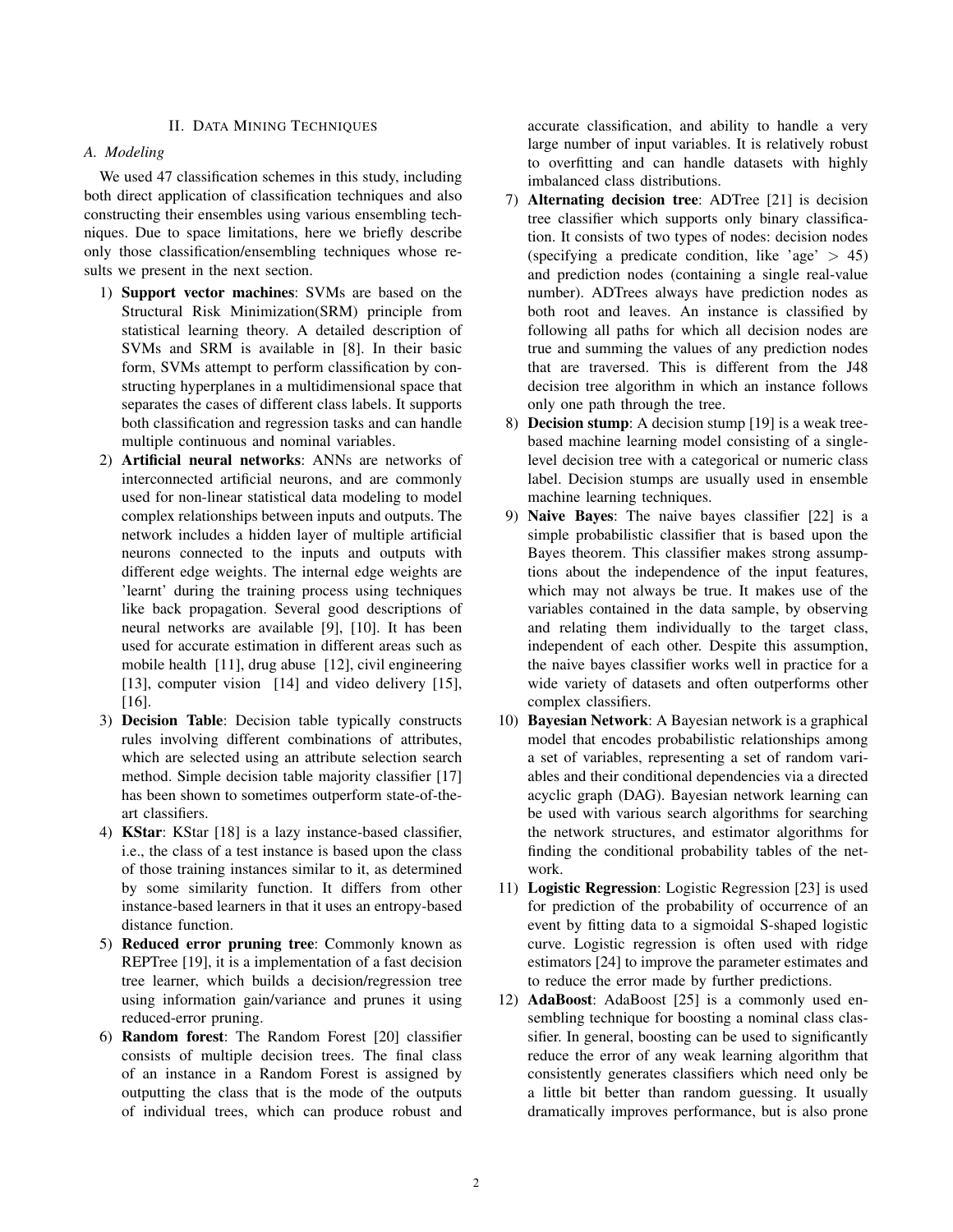## II. Data Mining Techniques

### A. Modeling

We used 47 classification schemes in this study, including both direct application of classification techniques and also constructing their ensembles using various ensembling techniques. Due to space limitations, here we briefly describe only those classification/ensembling techniques whose results we present in the next section.

1) **Support vector machines**: SVMs are based on the Structural Risk Minimization(SRM) principle from statistical learning theory. A detailed description of SVMs and SRM is available in [8]. In their basic form, SVMs attempt to perform classification by constructing hyperplanes in a multidimensional space that separates the cases of different class labels. It supports both classification and regression tasks and can handle multiple continuous and nominal variables.
2) **Artificial neural networks**: ANNs are networks of interconnected artificial neurons, and are commonly used for non-linear statistical data modeling to model complex relationships between inputs and outputs. The network includes a hidden layer of multiple artificial neurons connected to the inputs and outputs with different edge weights. The internal edge weights are 'learnt' during the training process using techniques like back propagation. Several good descriptions of neural networks are available [9], [10]. It has been used for accurate estimation in different areas such as mobile health [11], drug abuse [12], civil engineering [13], computer vision [14] and video delivery [15], [16].
3) **Decision Table**: Decision table typically constructs rules involving different combinations of attributes, which are selected using an attribute selection search method. Simple decision table majority classifier [17] has been shown to sometimes outperform state-of-the-art classifiers.
4) **KStar**: KStar [18] is a lazy instance-based classifier, i.e., the class of a test instance is based upon the class of those training instances similar to it, as determined by some similarity function. It differs from other instance-based learners in that it uses an entropy-based distance function.
5) **Reduced error pruning tree**: Commonly known as REPTree [19], it is a implementation of a fast decision tree learner, which builds a decision/regression tree using information gain/variance and prunes it using reduced-error pruning.
6) **Random forest**: The Random Forest [20] classifier consists of multiple decision trees. The final class of an instance in a Random Forest is assigned by outputting the class that is the mode of the outputs of individual trees, which can produce robust and accurate classification, and ability to handle a very large number of input variables. It is relatively robust to overfitting and can handle datasets with highly imbalanced class distributions.
7) **Alternating decision tree**: ADTree [21] is decision tree classifier which supports only binary classification. It consists of two types of nodes: decision nodes (specifying a predicate condition, like 'age' $>$ 45) and prediction nodes (containing a single real-value number). ADTrees always have prediction nodes as both root and leaves. An instance is classified by following all paths for which all decision nodes are true and summing the values of any prediction nodes that are traversed. This is different from the J48 decision tree algorithm in which an instance follows only one path through the tree.
8) **Decision stump**: A decision stump [19] is a weak tree-based machine learning model consisting of a single-level decision tree with a categorical or numeric class label. Decision stumps are usually used in ensemble machine learning techniques.
9) **Naive Bayes**: The naive bayes classifier [22] is a simple probabilistic classifier that is based upon the Bayes theorem. This classifier makes strong assumptions about the independence of the input features, which may not always be true. It makes use of the variables contained in the data sample, by observing and relating them individually to the target class, independent of each other. Despite this assumption, the naive bayes classifier works well in practice for a wide variety of datasets and often outperforms other complex classifiers.
10) **Bayesian Network**: A Bayesian network is a graphical model that encodes probabilistic relationships among a set of variables, representing a set of random variables and their conditional dependencies via a directed acyclic graph (DAG). Bayesian network learning can be used with various search algorithms for searching the network structures, and estimator algorithms for finding the conditional probability tables of the network.
11) **Logistic Regression**: Logistic Regression [23] is used for prediction of the probability of occurrence of an event by fitting data to a sigmoidal S-shaped logistic curve. Logistic regression is often used with ridge estimators [24] to improve the parameter estimates and to reduce the error made by further predictions.
12) **AdaBoost**: AdaBoost [25] is a commonly used ensembling technique for boosting a nominal class classifier. In general, boosting can be used to significantly reduce the error of any weak learning algorithm that consistently generates classifiers which need only be a little bit better than random guessing. It usually dramatically improves performance, but is also prone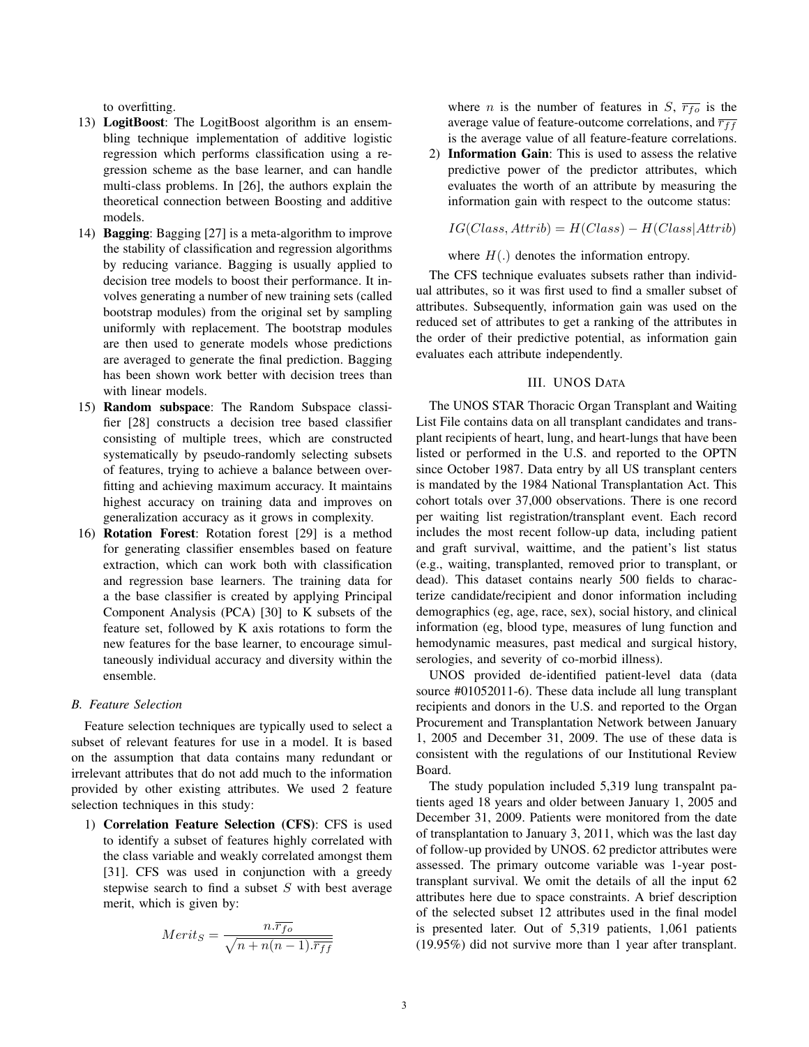to overfitting.

13) **LogitBoost**: The LogitBoost algorithm is an ensembling technique implementation of additive logistic regression which performs classification using a regression scheme as the base learner, and can handle multi-class problems. In [26], the authors explain the theoretical connection between Boosting and additive models.
14) **Bagging**: Bagging [27] is a meta-algorithm to improve the stability of classification and regression algorithms by reducing variance. Bagging is usually applied to decision tree models to boost their performance. It involves generating a number of new training sets (called bootstrap modules) from the original set by sampling uniformly with replacement. The bootstrap modules are then used to generate models whose predictions are averaged to generate the final prediction. Bagging has been shown work better with decision trees than with linear models.
15) **Random subspace**: The Random Subspace classifier [28] constructs a decision tree based classifier consisting of multiple trees, which are constructed systematically by pseudo-randomly selecting subsets of features, trying to achieve a balance between overfitting and achieving maximum accuracy. It maintains highest accuracy on training data and improves on generalization accuracy as it grows in complexity.
16) **Rotation Forest**: Rotation forest [29] is a method for generating classifier ensembles based on feature extraction, which can work both with classification and regression base learners. The training data for a the base classifier is created by applying Principal Component Analysis (PCA) [30] to K subsets of the feature set, followed by K axis rotations to form the new features for the base learner, to encourage simultaneously individual accuracy and diversity within the ensemble.

### B. Feature Selection

Feature selection techniques are typically used to select a subset of relevant features for use in a model. It is based on the assumption that data contains many redundant or irrelevant attributes that do not add much to the information provided by other existing attributes. We used 2 feature selection techniques in this study:

1) **Correlation Feature Selection (CFS)**: CFS is used to identify a subset of features highly correlated with the class variable and weakly correlated amongst them [31]. CFS was used in conjunction with a greedy stepwise search to find a subset $S$ with best average merit, which is given by:

$$Merit_S = \frac{n.\overline{r_{fo}}}{\sqrt{n + n(n-1).\overline{r_{ff}}}}$$

where $n$ is the number of features in $S$, $\overline{r_{fo}}$ is the average value of feature-outcome correlations, and $\overline{r_{ff}}$ is the average value of all feature-feature correlations.

2) **Information Gain**: This is used to assess the relative predictive power of the predictor attributes, which evaluates the worth of an attribute by measuring the information gain with respect to the outcome status:

$$IG(Class, Attrib) = H(Class) - H(Class|Attrib)$$

where $H(.)$ denotes the information entropy.

The CFS technique evaluates subsets rather than individual attributes, so it was first used to find a smaller subset of attributes. Subsequently, information gain was used on the reduced set of attributes to get a ranking of the attributes in the order of their predictive potential, as information gain evaluates each attribute independently.

## III. UNOS Data

The UNOS STAR Thoracic Organ Transplant and Waiting List File contains data on all transplant candidates and transplant recipients of heart, lung, and heart-lungs that have been listed or performed in the U.S. and reported to the OPTN since October 1987. Data entry by all US transplant centers is mandated by the 1984 National Transplantation Act. This cohort totals over 37,000 observations. There is one record per waiting list registration/transplant event. Each record includes the most recent follow-up data, including patient and graft survival, waittime, and the patient's list status (e.g., waiting, transplanted, removed prior to transplant, or dead). This dataset contains nearly 500 fields to characterize candidate/recipient and donor information including demographics (eg, age, race, sex), social history, and clinical information (eg, blood type, measures of lung function and hemodynamic measures, past medical and surgical history, serologies, and severity of co-morbid illness).

UNOS provided de-identified patient-level data (data source #01052011-6). These data include all lung transplant recipients and donors in the U.S. and reported to the Organ Procurement and Transplantation Network between January 1, 2005 and December 31, 2009. The use of these data is consistent with the regulations of our Institutional Review Board.

The study population included 5,319 lung transpalnt patients aged 18 years and older between January 1, 2005 and December 31, 2009. Patients were monitored from the date of transplantation to January 3, 2011, which was the last day of follow-up provided by UNOS. 62 predictor attributes were assessed. The primary outcome variable was 1-year post-transplant survival. We omit the details of all the input 62 attributes here due to space constraints. A brief description of the selected subset 12 attributes used in the final model is presented later. Out of 5,319 patients, 1,061 patients (19.95%) did not survive more than 1 year after transplant.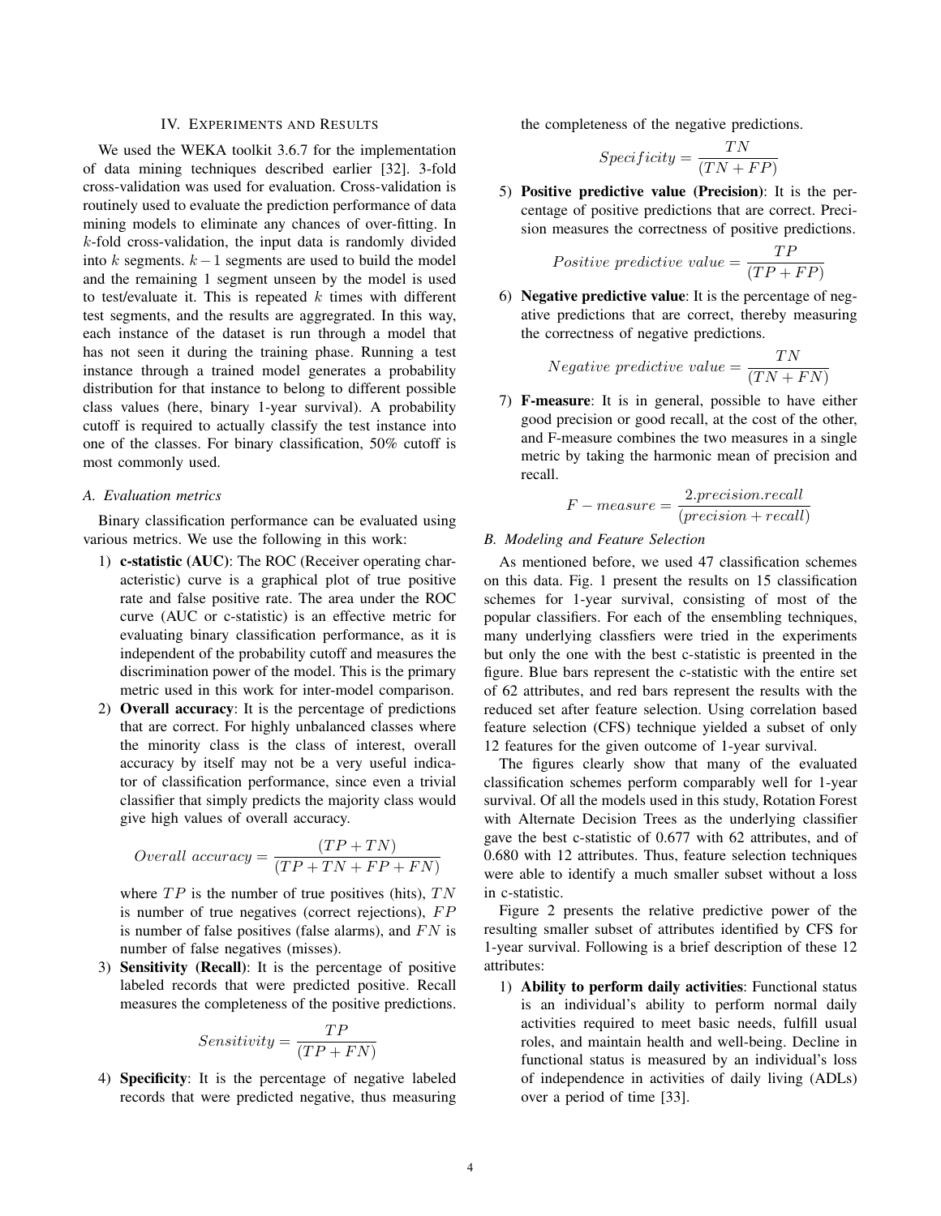## IV. Experiments and Results

We used the WEKA toolkit 3.6.7 for the implementation of data mining techniques described earlier [32]. 3-fold cross-validation was used for evaluation. Cross-validation is routinely used to evaluate the prediction performance of data mining models to eliminate any chances of over-fitting. In $k$-fold cross-validation, the input data is randomly divided into $k$ segments. $k-1$ segments are used to build the model and the remaining 1 segment unseen by the model is used to test/evaluate it. This is repeated $k$ times with different test segments, and the results are aggregrated. In this way, each instance of the dataset is run through a model that has not seen it during the training phase. Running a test instance through a trained model generates a probability distribution for that instance to belong to different possible class values (here, binary 1-year survival). A probability cutoff is required to actually classify the test instance into one of the classes. For binary classification, 50% cutoff is most commonly used.

### A. Evaluation metrics

Binary classification performance can be evaluated using various metrics. We use the following in this work:

1) **c-statistic (AUC)**: The ROC (Receiver operating characteristic) curve is a graphical plot of true positive rate and false positive rate. The area under the ROC curve (AUC or c-statistic) is an effective metric for evaluating binary classification performance, as it is independent of the probability cutoff and measures the discrimination power of the model. This is the primary metric used in this work for inter-model comparison.

2) **Overall accuracy**: It is the percentage of predictions that are correct. For highly unbalanced classes where the minority class is the class of interest, overall accuracy by itself may not be a very useful indicator of classification performance, since even a trivial classifier that simply predicts the majority class would give high values of overall accuracy.

$$Overall\ accuracy = \frac{(TP + TN)}{(TP + TN + FP + FN)}$$

where $TP$ is the number of true positives (hits), $TN$ is number of true negatives (correct rejections), $FP$ is number of false positives (false alarms), and $FN$ is number of false negatives (misses).

3) **Sensitivity (Recall)**: It is the percentage of positive labeled records that were predicted positive. Recall measures the completeness of the positive predictions.

$$Sensitivity = \frac{TP}{(TP + FN)}$$

4) **Specificity**: It is the percentage of negative labeled records that were predicted negative, thus measuring the completeness of the negative predictions.

$$Specificity = \frac{TN}{(TN + FP)}$$

5) **Positive predictive value (Precision)**: It is the percentage of positive predictions that are correct. Precision measures the correctness of positive predictions.

$$Positive\ predictive\ value = \frac{TP}{(TP + FP)}$$

6) **Negative predictive value**: It is the percentage of negative predictions that are correct, thereby measuring the correctness of negative predictions.

$$Negative\ predictive\ value = \frac{TN}{(TN + FN)}$$

7) **F-measure**: It is in general, possible to have either good precision or good recall, at the cost of the other, and F-measure combines the two measures in a single metric by taking the harmonic mean of precision and recall.

$$F-measure = \frac{2.precision.recall}{(precision + recall)}$$

### B. Modeling and Feature Selection

As mentioned before, we used 47 classification schemes on this data. Fig. 1 present the results on 15 classification schemes for 1-year survival, consisting of most of the popular classifiers. For each of the ensembling techniques, many underlying classfiers were tried in the experiments but only the one with the best c-statistic is preented in the figure. Blue bars represent the c-statistic with the entire set of 62 attributes, and red bars represent the results with the reduced set after feature selection. Using correlation based feature selection (CFS) technique yielded a subset of only 12 features for the given outcome of 1-year survival.

The figures clearly show that many of the evaluated classification schemes perform comparably well for 1-year survival. Of all the models used in this study, Rotation Forest with Alternate Decision Trees as the underlying classifier gave the best c-statistic of 0.677 with 62 attributes, and of 0.680 with 12 attributes. Thus, feature selection techniques were able to identify a much smaller subset without a loss in c-statistic.

Figure 2 presents the relative predictive power of the resulting smaller subset of attributes identified by CFS for 1-year survival. Following is a brief description of these 12 attributes:

1) **Ability to perform daily activities**: Functional status is an individual's ability to perform normal daily activities required to meet basic needs, fulfill usual roles, and maintain health and well-being. Decline in functional status is measured by an individual's loss of independence in activities of daily living (ADLs) over a period of time [33].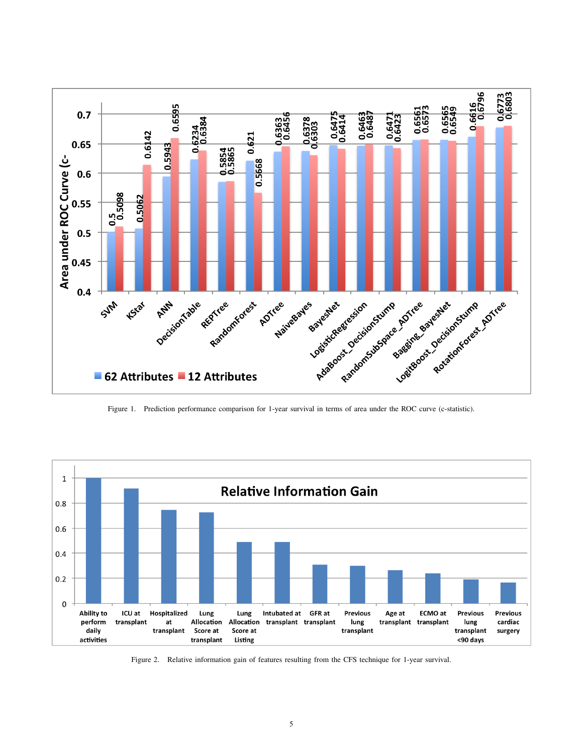Figure 1. Prediction performance comparison for 1-year survival in terms of area under the ROC curve (c-statistic).

Figure 2. Relative information gain of features resulting from the CFS technique for 1-year survival.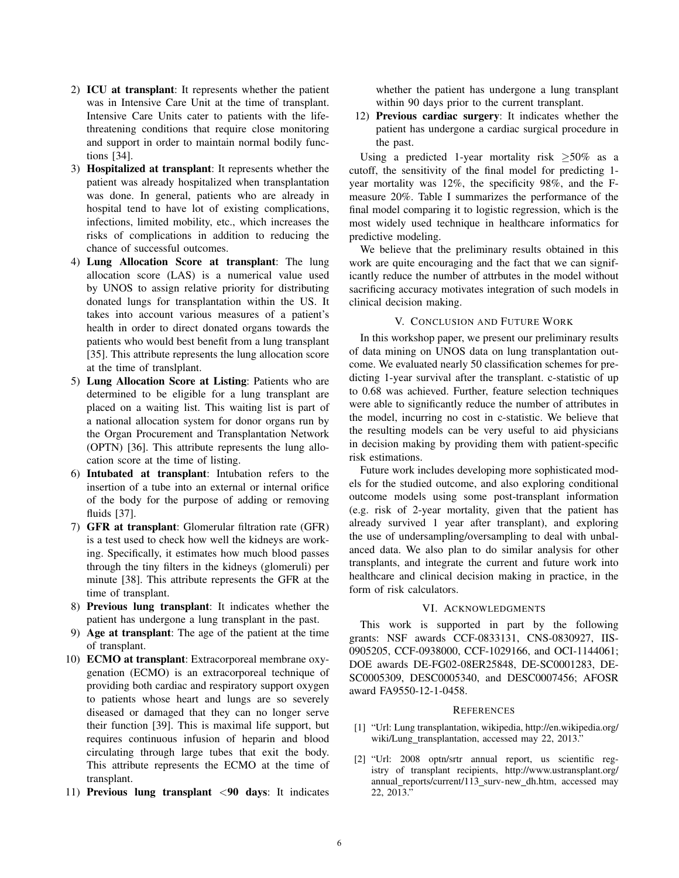2) **ICU at transplant**: It represents whether the patient was in Intensive Care Unit at the time of transplant. Intensive Care Units cater to patients with the life-threatening conditions that require close monitoring and support in order to maintain normal bodily functions [34].
3) **Hospitalized at transplant**: It represents whether the patient was already hospitalized when transplantation was done. In general, patients who are already in hospital tend to have lot of existing complications, infections, limited mobility, etc., which increases the risks of complications in addition to reducing the chance of successful outcomes.
4) **Lung Allocation Score at transplant**: The lung allocation score (LAS) is a numerical value used by UNOS to assign relative priority for distributing donated lungs for transplantation within the US. It takes into account various measures of a patient's health in order to direct donated organs towards the patients who would best benefit from a lung transplant [35]. This attribute represents the lung allocation score at the time of translplant.
5) **Lung Allocation Score at Listing**: Patients who are determined to be eligible for a lung transplant are placed on a waiting list. This waiting list is part of a national allocation system for donor organs run by the Organ Procurement and Transplantation Network (OPTN) [36]. This attribute represents the lung allocation score at the time of listing.
6) **Intubated at transplant**: Intubation refers to the insertion of a tube into an external or internal orifice of the body for the purpose of adding or removing fluids [37].
7) **GFR at transplant**: Glomerular filtration rate (GFR) is a test used to check how well the kidneys are working. Specifically, it estimates how much blood passes through the tiny filters in the kidneys (glomeruli) per minute [38]. This attribute represents the GFR at the time of transplant.
8) **Previous lung transplant**: It indicates whether the patient has undergone a lung transplant in the past.
9) **Age at transplant**: The age of the patient at the time of transplant.
10) **ECMO at transplant**: Extracorporeal membrane oxygenation (ECMO) is an extracorporeal technique of providing both cardiac and respiratory support oxygen to patients whose heart and lungs are so severely diseased or damaged that they can no longer serve their function [39]. This is maximal life support, but requires continuous infusion of heparin and blood circulating through large tubes that exit the body. This attribute represents the ECMO at the time of transplant.
11) **Previous lung transplant <90 days**: It indicates whether the patient has undergone a lung transplant within 90 days prior to the current transplant.
12) **Previous cardiac surgery**: It indicates whether the patient has undergone a cardiac surgical procedure in the past.

Using a predicted 1-year mortality risk $\geq$50% as a cutoff, the sensitivity of the final model for predicting 1-year mortality was 12%, the specificity 98%, and the F-measure 20%. Table I summarizes the performance of the final model comparing it to logistic regression, which is the most widely used technique in healthcare informatics for predictive modeling.

We believe that the preliminary results obtained in this work are quite encouraging and the fact that we can significantly reduce the number of attrbutes in the model without sacrificing accuracy motivates integration of such models in clinical decision making.

## V. Conclusion and Future Work

In this workshop paper, we present our preliminary results of data mining on UNOS data on lung transplantation outcome. We evaluated nearly 50 classification schemes for predicting 1-year survival after the transplant. c-statistic of up to 0.68 was achieved. Further, feature selection techniques were able to significantly reduce the number of attributes in the model, incurring no cost in c-statistic. We believe that the resulting models can be very useful to aid physicians in decision making by providing them with patient-specific risk estimations.

Future work includes developing more sophisticated models for the studied outcome, and also exploring conditional outcome models using some post-transplant information (e.g. risk of 2-year mortality, given that the patient has already survived 1 year after transplant), and exploring the use of undersampling/oversampling to deal with unbalanced data. We also plan to do similar analysis for other transplants, and integrate the current and future work into healthcare and clinical decision making in practice, in the form of risk calculators.

## VI. Acknowledgments

This work is supported in part by the following grants: NSF awards CCF-0833131, CNS-0830927, IIS-0905205, CCF-0938000, CCF-1029166, and OCI-1144061; DOE awards DE-FG02-08ER25848, DE-SC0001283, DE-SC0005309, DESC0005340, and DESC0007456; AFOSR award FA9550-12-1-0458.

## References

[1] "Url: Lung transplantation, wikipedia, http://en.wikipedia.org/wiki/Lung_transplantation, accessed may 22, 2013."

[2] "Url: 2008 optn/srtr annual report, us scientific registry of transplant recipients, http://www.ustransplant.org/annual_reports/current/113_surv-new_dh.htm, accessed may 22, 2013."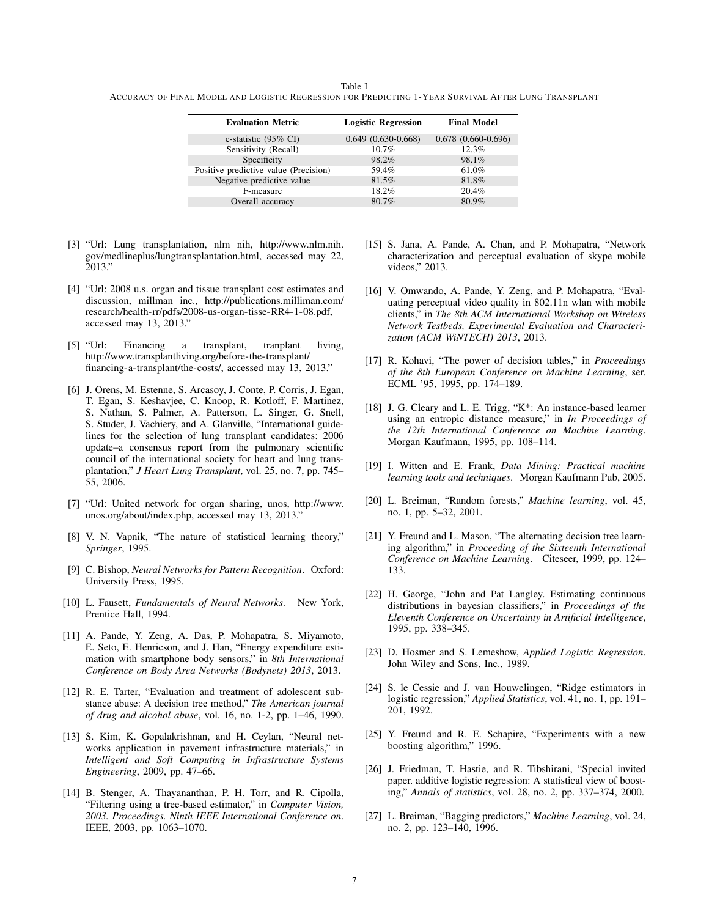Table I

ACCURACY OF FINAL MODEL AND LOGISTIC REGRESSION FOR PREDICTING 1-YEAR SURVIVAL AFTER LUNG TRANSPLANT

| Evaluation Metric | Logistic Regression | Final Model |
|---|---|---|
| c-statistic (95% CI) | 0.649 (0.630-0.668) | 0.678 (0.660-0.696) |
| Sensitivity (Recall) | 10.7% | 12.3% |
| Specificity | 98.2% | 98.1% |
| Positive predictive value (Precision) | 59.4% | 61.0% |
| Negative predictive value | 81.5% | 81.8% |
| F-measure | 18.2% | 20.4% |
| Overall accuracy | 80.7% | 80.9% |

[3] "Url: Lung transplantation, nlm nih, http://www.nlm.nih.gov/medlineplus/lungtransplantation.html, accessed may 22, 2013."

[4] "Url: 2008 u.s. organ and tissue transplant cost estimates and discussion, millman inc., http://publications.milliman.com/research/health-rr/pdfs/2008-us-organ-tisse-RR4-1-08.pdf, accessed may 13, 2013."

[5] "Url: Financing a transplant, tranplant living, http://www.transplantliving.org/before-the-transplant/financing-a-transplant/the-costs/, accessed may 13, 2013."

[6] J. Orens, M. Estenne, S. Arcasoy, J. Conte, P. Corris, J. Egan, T. Egan, S. Keshavjee, C. Knoop, R. Kotloff, F. Martinez, S. Nathan, S. Palmer, A. Patterson, L. Singer, G. Snell, S. Studer, J. Vachiery, and A. Glanville, "International guidelines for the selection of lung transplant candidates: 2006 update–a consensus report from the pulmonary scientific council of the international society for heart and lung transplantation," *J Heart Lung Transplant*, vol. 25, no. 7, pp. 745–55, 2006.

[7] "Url: United network for organ sharing, unos, http://www.unos.org/about/index.php, accessed may 13, 2013."

[8] V. N. Vapnik, "The nature of statistical learning theory," *Springer*, 1995.

[9] C. Bishop, *Neural Networks for Pattern Recognition*. Oxford: University Press, 1995.

[10] L. Fausett, *Fundamentals of Neural Networks*. New York, Prentice Hall, 1994.

[11] A. Pande, Y. Zeng, A. Das, P. Mohapatra, S. Miyamoto, E. Seto, E. Henricson, and J. Han, "Energy expenditure estimation with smartphone body sensors," in *8th International Conference on Body Area Networks (Bodynets) 2013*, 2013.

[12] R. E. Tarter, "Evaluation and treatment of adolescent substance abuse: A decision tree method," *The American journal of drug and alcohol abuse*, vol. 16, no. 1-2, pp. 1–46, 1990.

[13] S. Kim, K. Gopalakrishnan, and H. Ceylan, "Neural networks application in pavement infrastructure materials," in *Intelligent and Soft Computing in Infrastructure Systems Engineering*, 2009, pp. 47–66.

[14] B. Stenger, A. Thayananthan, P. H. Torr, and R. Cipolla, "Filtering using a tree-based estimator," in *Computer Vision, 2003. Proceedings. Ninth IEEE International Conference on*. IEEE, 2003, pp. 1063–1070.

[15] S. Jana, A. Pande, A. Chan, and P. Mohapatra, "Network characterization and perceptual evaluation of skype mobile videos," 2013.

[16] V. Omwando, A. Pande, Y. Zeng, and P. Mohapatra, "Evaluating perceptual video quality in 802.11n wlan with mobile clients," in *The 8th ACM International Workshop on Wireless Network Testbeds, Experimental Evaluation and Characterization (ACM WiNTECH) 2013*, 2013.

[17] R. Kohavi, "The power of decision tables," in *Proceedings of the 8th European Conference on Machine Learning*, ser. ECML '95, 1995, pp. 174–189.

[18] J. G. Cleary and L. E. Trigg, "K*: An instance-based learner using an entropic distance measure," in *In Proceedings of the 12th International Conference on Machine Learning*. Morgan Kaufmann, 1995, pp. 108–114.

[19] I. Witten and E. Frank, *Data Mining: Practical machine learning tools and techniques*. Morgan Kaufmann Pub, 2005.

[20] L. Breiman, "Random forests," *Machine learning*, vol. 45, no. 1, pp. 5–32, 2001.

[21] Y. Freund and L. Mason, "The alternating decision tree learning algorithm," in *Proceeding of the Sixteenth International Conference on Machine Learning*. Citeseer, 1999, pp. 124–133.

[22] H. George, "John and Pat Langley. Estimating continuous distributions in bayesian classifiers," in *Proceedings of the Eleventh Conference on Uncertainty in Artificial Intelligence*, 1995, pp. 338–345.

[23] D. Hosmer and S. Lemeshow, *Applied Logistic Regression*. John Wiley and Sons, Inc., 1989.

[24] S. le Cessie and J. van Houwelingen, "Ridge estimators in logistic regression," *Applied Statistics*, vol. 41, no. 1, pp. 191–201, 1992.

[25] Y. Freund and R. E. Schapire, "Experiments with a new boosting algorithm," 1996.

[26] J. Friedman, T. Hastie, and R. Tibshirani, "Special invited paper. additive logistic regression: A statistical view of boosting," *Annals of statistics*, vol. 28, no. 2, pp. 337–374, 2000.

[27] L. Breiman, "Bagging predictors," *Machine Learning*, vol. 24, no. 2, pp. 123–140, 1996.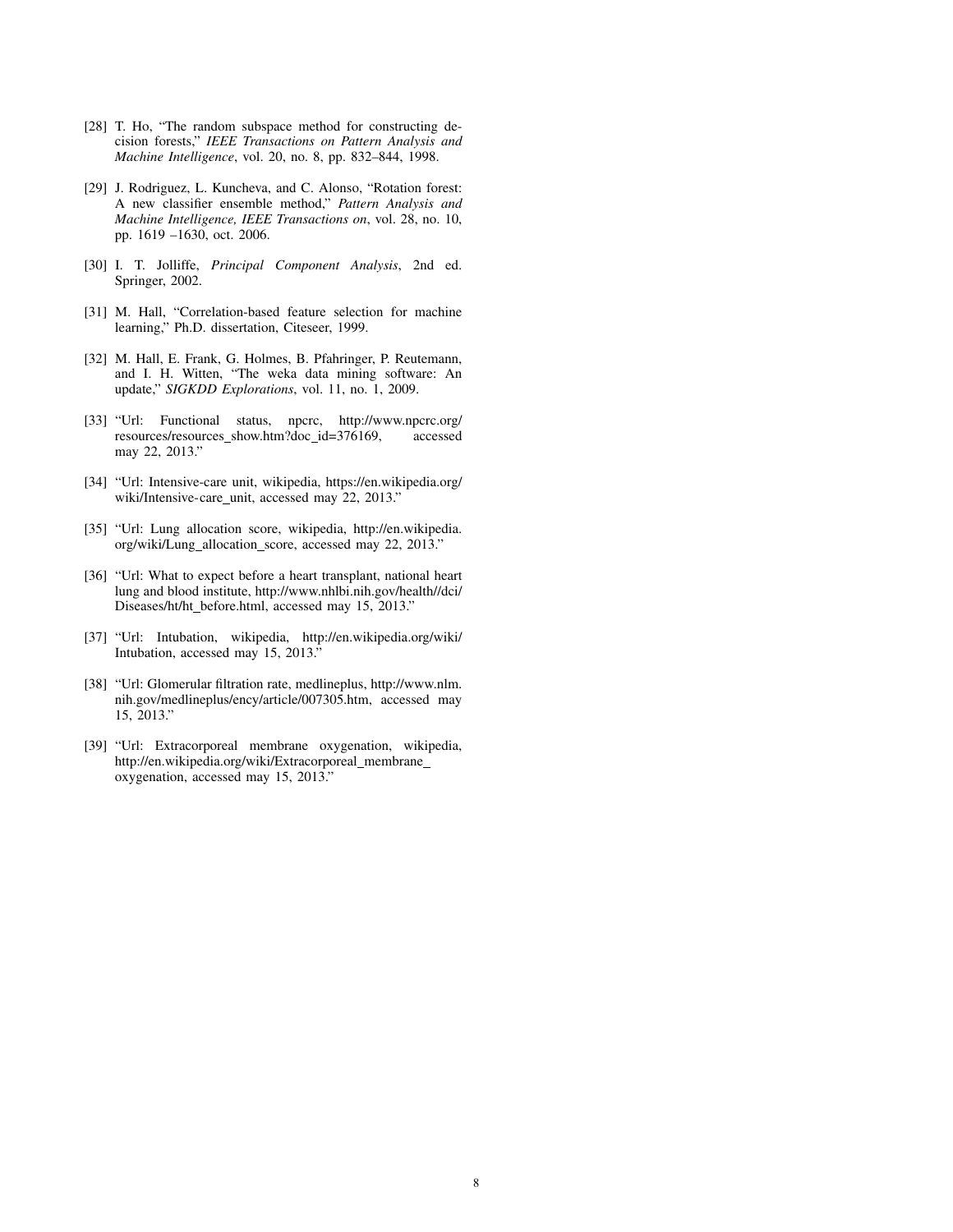[28] T. Ho, "The random subspace method for constructing decision forests," *IEEE Transactions on Pattern Analysis and Machine Intelligence*, vol. 20, no. 8, pp. 832–844, 1998.

[29] J. Rodriguez, L. Kuncheva, and C. Alonso, "Rotation forest: A new classifier ensemble method," *Pattern Analysis and Machine Intelligence, IEEE Transactions on*, vol. 28, no. 10, pp. 1619 –1630, oct. 2006.

[30] I. T. Jolliffe, *Principal Component Analysis*, 2nd ed. Springer, 2002.

[31] M. Hall, "Correlation-based feature selection for machine learning," Ph.D. dissertation, Citeseer, 1999.

[32] M. Hall, E. Frank, G. Holmes, B. Pfahringer, P. Reutemann, and I. H. Witten, "The weka data mining software: An update," *SIGKDD Explorations*, vol. 11, no. 1, 2009.

[33] "Url: Functional status, npcrc, http://www.npcrc.org/resources/resources_show.htm?doc_id=376169, accessed may 22, 2013."

[34] "Url: Intensive-care unit, wikipedia, https://en.wikipedia.org/wiki/Intensive-care_unit, accessed may 22, 2013."

[35] "Url: Lung allocation score, wikipedia, http://en.wikipedia.org/wiki/Lung_allocation_score, accessed may 22, 2013."

[36] "Url: What to expect before a heart transplant, national heart lung and blood institute, http://www.nhlbi.nih.gov/health//dci/Diseases/ht/ht_before.html, accessed may 15, 2013."

[37] "Url: Intubation, wikipedia, http://en.wikipedia.org/wiki/Intubation, accessed may 15, 2013."

[38] "Url: Glomerular filtration rate, medlineplus, http://www.nlm.nih.gov/medlineplus/ency/article/007305.htm, accessed may 15, 2013."

[39] "Url: Extracorporeal membrane oxygenation, wikipedia, http://en.wikipedia.org/wiki/Extracorporeal_membrane_oxygenation, accessed may 15, 2013."